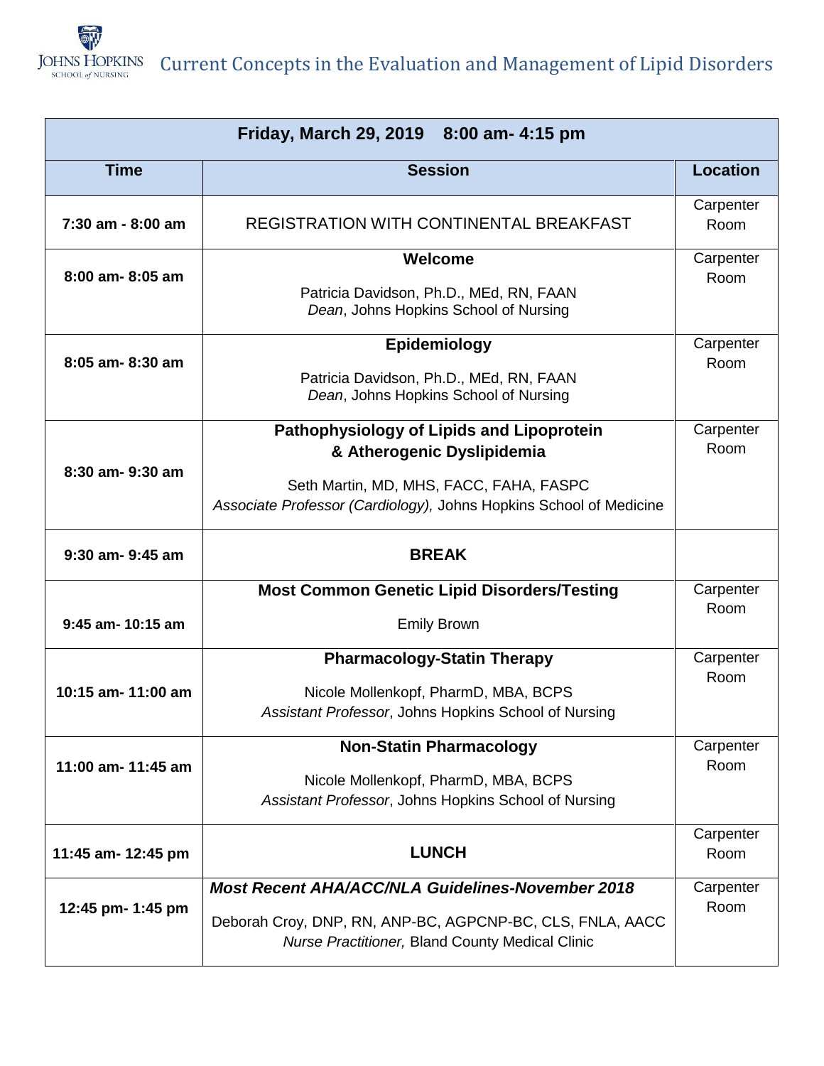# Current Concepts in the Evaluation and Management of Lipid Disorders

| Friday, March 29, 2019 8:00 am- 4:15 pm | | |
|---|---|---|
| **Time** | **Session** | **Location** |
| **7:30 am - 8:00 am** | REGISTRATION WITH CONTINENTAL BREAKFAST | Carpenter Room |
| **8:00 am- 8:05 am** | **Welcome**<br>Patricia Davidson, Ph.D., MEd, RN, FAAN<br>*Dean*, Johns Hopkins School of Nursing | Carpenter Room |
| **8:05 am- 8:30 am** | **Epidemiology**<br>Patricia Davidson, Ph.D., MEd, RN, FAAN<br>*Dean*, Johns Hopkins School of Nursing | Carpenter Room |
| **8:30 am- 9:30 am** | **Pathophysiology of Lipids and Lipoprotein & Atherogenic Dyslipidemia**<br>Seth Martin, MD, MHS, FACC, FAHA, FASPC<br>*Associate Professor (Cardiology),* Johns Hopkins School of Medicine | Carpenter Room |
| **9:30 am- 9:45 am** | **BREAK** | |
| **9:45 am- 10:15 am** | **Most Common Genetic Lipid Disorders/Testing**<br>Emily Brown | Carpenter Room |
| **10:15 am- 11:00 am** | **Pharmacology-Statin Therapy**<br>Nicole Mollenkopf, PharmD, MBA, BCPS<br>*Assistant Professor*, Johns Hopkins School of Nursing | Carpenter Room |
| **11:00 am- 11:45 am** | **Non-Statin Pharmacology**<br>Nicole Mollenkopf, PharmD, MBA, BCPS<br>*Assistant Professor*, Johns Hopkins School of Nursing | Carpenter Room |
| **11:45 am- 12:45 pm** | **LUNCH** | Carpenter Room |
| **12:45 pm- 1:45 pm** | ***Most Recent AHA/ACC/NLA Guidelines-November 2018***<br>Deborah Croy, DNP, RN, ANP-BC, AGPCNP-BC, CLS, FNLA, AACC<br>*Nurse Practitioner,* Bland County Medical Clinic | Carpenter Room |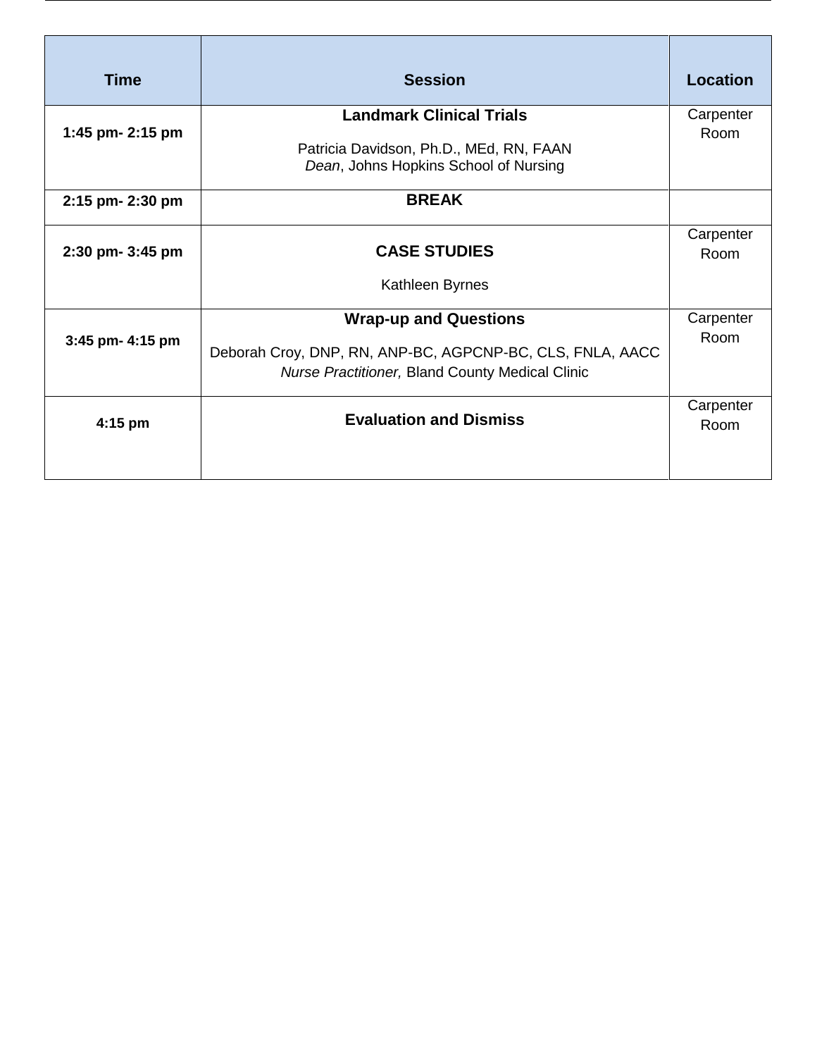| Time | Session | Location |
|---|---|---|
| **1:45 pm- 2:15 pm** | **Landmark Clinical Trials**<br><br>Patricia Davidson, Ph.D., MEd, RN, FAAN<br>*Dean*, Johns Hopkins School of Nursing | Carpenter Room |
| **2:15 pm- 2:30 pm** | **BREAK** | |
| **2:30 pm- 3:45 pm** | **CASE STUDIES**<br><br>Kathleen Byrnes | Carpenter Room |
| **3:45 pm- 4:15 pm** | **Wrap-up and Questions**<br><br>Deborah Croy, DNP, RN, ANP-BC, AGPCNP-BC, CLS, FNLA, AACC<br>*Nurse Practitioner,* Bland County Medical Clinic | Carpenter Room |
| **4:15 pm** | **Evaluation and Dismiss** | Carpenter Room |